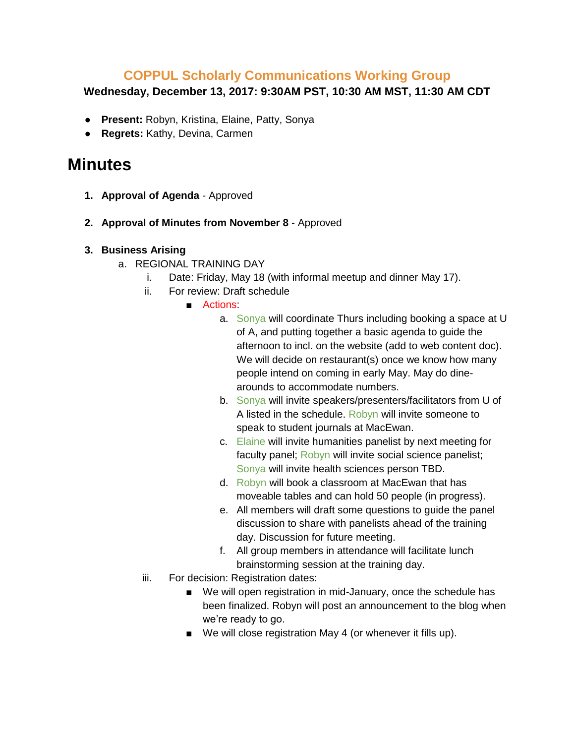## COPPUL Scholarly Communications Working Group

**Wednesday, December 13, 2017: 9:30AM PST, 10:30 AM MST, 11:30 AM CDT**

- **Present:** Robyn, Kristina, Elaine, Patty, Sonya
- **Regrets:** Kathy, Devina, Carmen

# Minutes

1. **Approval of Agenda** - Approved

2. **Approval of Minutes from November 8** - Approved

3. **Business Arising**
   a. REGIONAL TRAINING DAY
      i. Date: Friday, May 18 (with informal meetup and dinner May 17).
      ii. For review: Draft schedule
         - Actions:
            a. Sonya will coordinate Thurs including booking a space at U of A, and putting together a basic agenda to guide the afternoon to incl. on the website (add to web content doc). We will decide on restaurant(s) once we know how many people intend on coming in early May. May do dine-arounds to accommodate numbers.
            b. Sonya will invite speakers/presenters/facilitators from U of A listed in the schedule. Robyn will invite someone to speak to student journals at MacEwan.
            c. Elaine will invite humanities panelist by next meeting for faculty panel; Robyn will invite social science panelist; Sonya will invite health sciences person TBD.
            d. Robyn will book a classroom at MacEwan that has moveable tables and can hold 50 people (in progress).
            e. All members will draft some questions to guide the panel discussion to share with panelists ahead of the training day. Discussion for future meeting.
            f. All group members in attendance will facilitate lunch brainstorming session at the training day.
      iii. For decision: Registration dates:
         - We will open registration in mid-January, once the schedule has been finalized. Robyn will post an announcement to the blog when we're ready to go.
         - We will close registration May 4 (or whenever it fills up).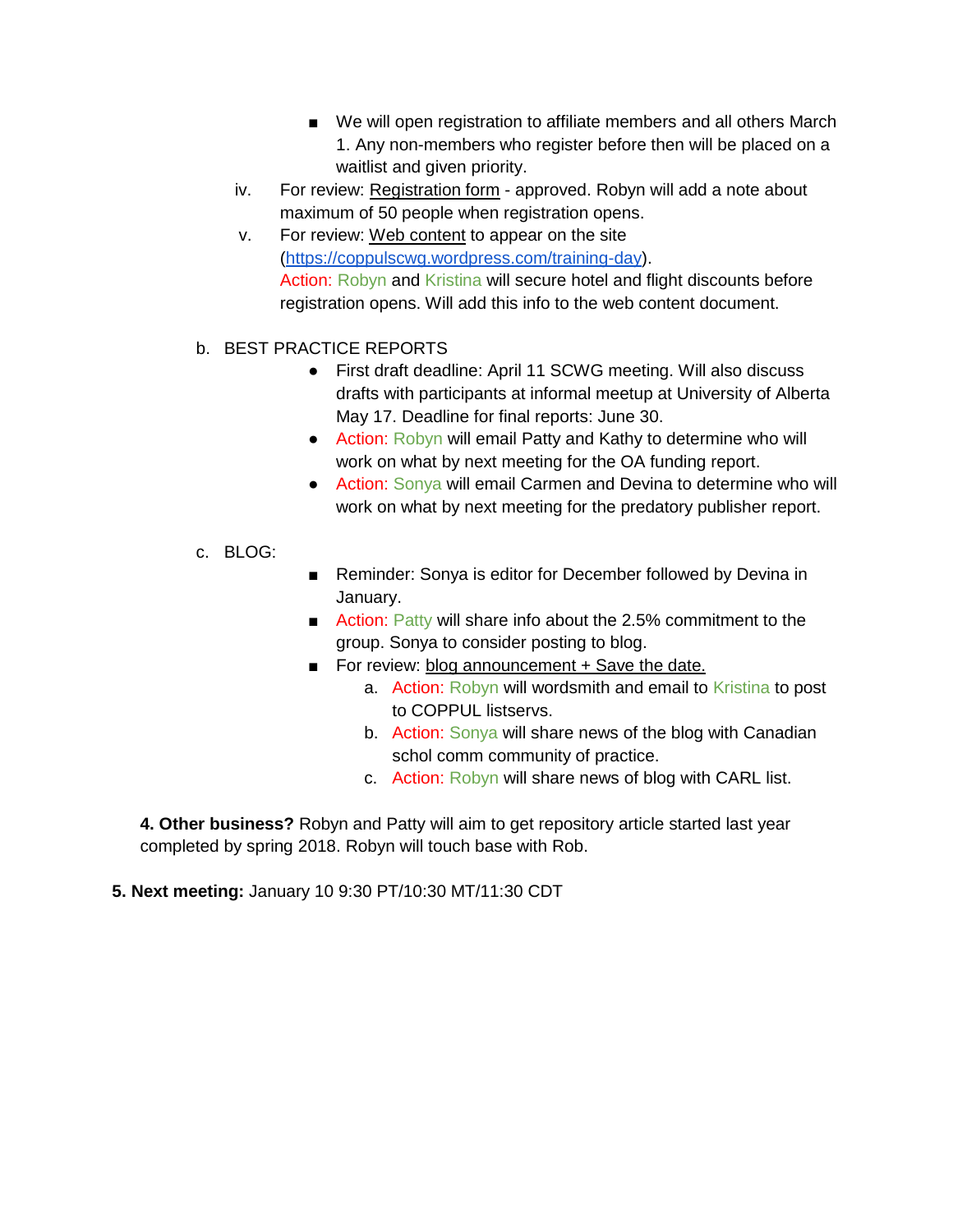- We will open registration to affiliate members and all others March 1. Any non-members who register before then will be placed on a waitlist and given priority.

iv. For review: Registration form - approved. Robyn will add a note about maximum of 50 people when registration opens.

v. For review: Web content to appear on the site (https://coppulscwg.wordpress.com/training-day).
Action: Robyn and Kristina will secure hotel and flight discounts before registration opens. Will add this info to the web content document.

b. BEST PRACTICE REPORTS

- First draft deadline: April 11 SCWG meeting. Will also discuss drafts with participants at informal meetup at University of Alberta May 17. Deadline for final reports: June 30.
- Action: Robyn will email Patty and Kathy to determine who will work on what by next meeting for the OA funding report.
- Action: Sonya will email Carmen and Devina to determine who will work on what by next meeting for the predatory publisher report.

c. BLOG:

- Reminder: Sonya is editor for December followed by Devina in January.
- Action: Patty will share info about the 2.5% commitment to the group. Sonya to consider posting to blog.
- For review: blog announcement + Save the date.
    a. Action: Robyn will wordsmith and email to Kristina to post to COPPUL listservs.
    b. Action: Sonya will share news of the blog with Canadian schol comm community of practice.
    c. Action: Robyn will share news of blog with CARL list.

**4. Other business?** Robyn and Patty will aim to get repository article started last year completed by spring 2018. Robyn will touch base with Rob.

**5. Next meeting:** January 10 9:30 PT/10:30 MT/11:30 CDT